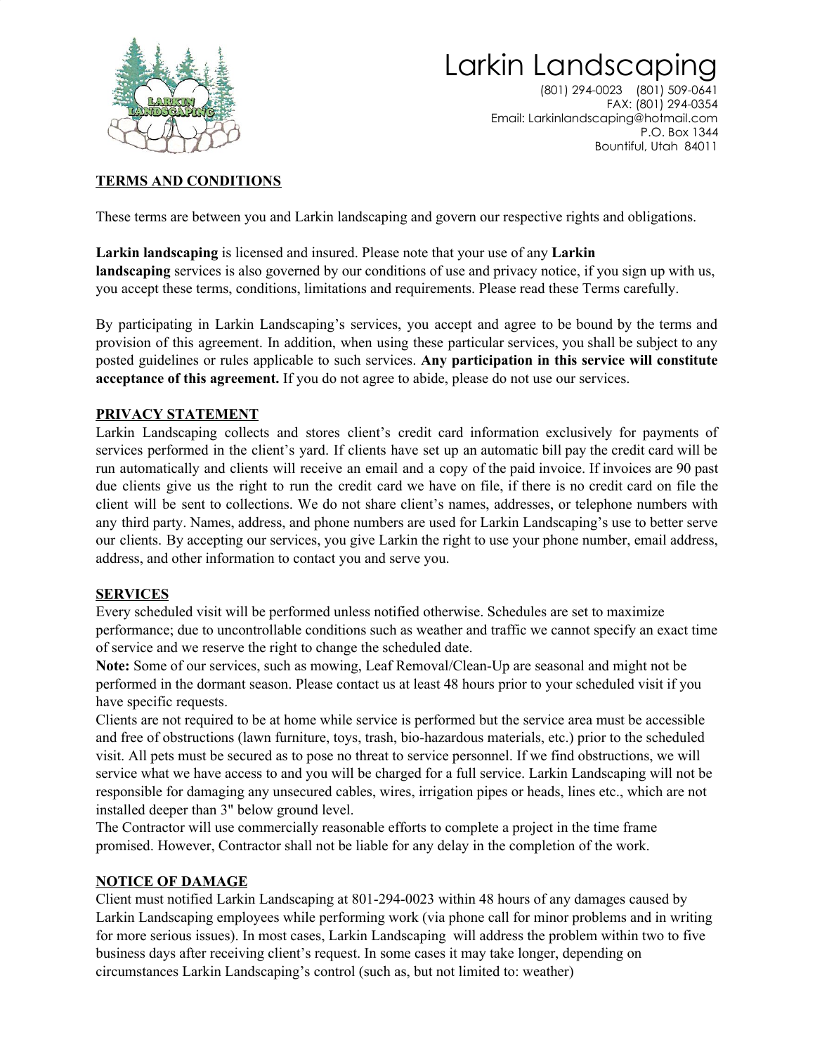# Larkin Landscaping

(801) 294-0023 (801) 509-0641
FAX: (801) 294-0354
Email: Larkinlandscaping@hotmail.com
P.O. Box 1344
Bountiful, Utah 84011

## TERMS AND CONDITIONS

These terms are between you and Larkin landscaping and govern our respective rights and obligations.

**Larkin landscaping** is licensed and insured. Please note that your use of any **Larkin landscaping** services is also governed by our conditions of use and privacy notice, if you sign up with us, you accept these terms, conditions, limitations and requirements. Please read these Terms carefully.

By participating in Larkin Landscaping's services, you accept and agree to be bound by the terms and provision of this agreement. In addition, when using these particular services, you shall be subject to any posted guidelines or rules applicable to such services. **Any participation in this service will constitute acceptance of this agreement.** If you do not agree to abide, please do not use our services.

## PRIVACY STATEMENT

Larkin Landscaping collects and stores client's credit card information exclusively for payments of services performed in the client's yard. If clients have set up an automatic bill pay the credit card will be run automatically and clients will receive an email and a copy of the paid invoice. If invoices are 90 past due clients give us the right to run the credit card we have on file, if there is no credit card on file the client will be sent to collections. We do not share client's names, addresses, or telephone numbers with any third party. Names, address, and phone numbers are used for Larkin Landscaping's use to better serve our clients. By accepting our services, you give Larkin the right to use your phone number, email address, address, and other information to contact you and serve you.

## SERVICES

Every scheduled visit will be performed unless notified otherwise. Schedules are set to maximize performance; due to uncontrollable conditions such as weather and traffic we cannot specify an exact time of service and we reserve the right to change the scheduled date.

**Note:** Some of our services, such as mowing, Leaf Removal/Clean-Up are seasonal and might not be performed in the dormant season. Please contact us at least 48 hours prior to your scheduled visit if you have specific requests.

Clients are not required to be at home while service is performed but the service area must be accessible and free of obstructions (lawn furniture, toys, trash, bio-hazardous materials, etc.) prior to the scheduled visit. All pets must be secured as to pose no threat to service personnel. If we find obstructions, we will service what we have access to and you will be charged for a full service. Larkin Landscaping will not be responsible for damaging any unsecured cables, wires, irrigation pipes or heads, lines etc., which are not installed deeper than 3" below ground level.

The Contractor will use commercially reasonable efforts to complete a project in the time frame promised. However, Contractor shall not be liable for any delay in the completion of the work.

## NOTICE OF DAMAGE

Client must notified Larkin Landscaping at 801-294-0023 within 48 hours of any damages caused by Larkin Landscaping employees while performing work (via phone call for minor problems and in writing for more serious issues). In most cases, Larkin Landscaping will address the problem within two to five business days after receiving client's request. In some cases it may take longer, depending on circumstances Larkin Landscaping's control (such as, but not limited to: weather)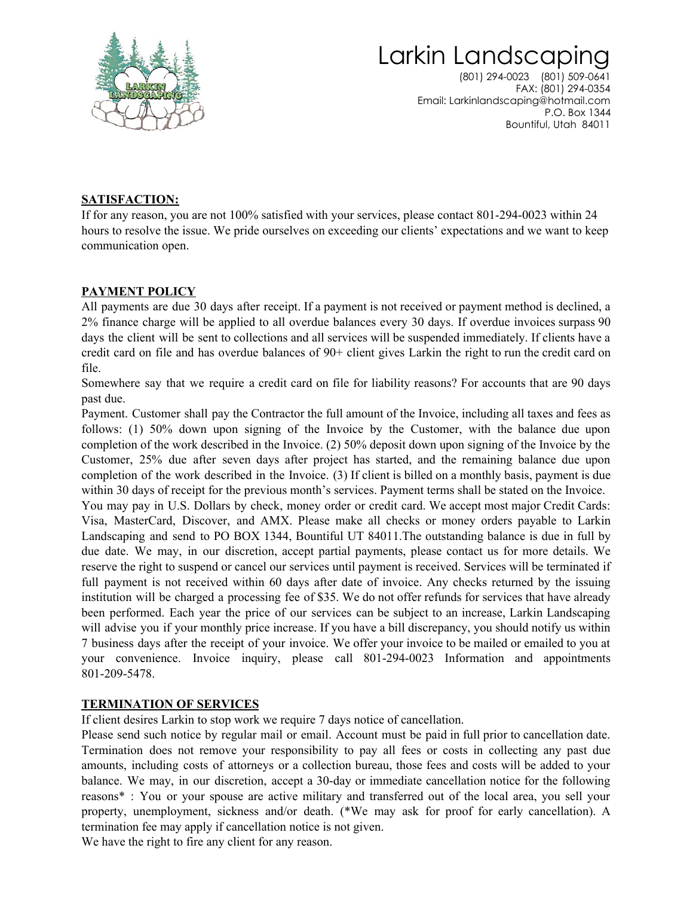# Larkin Landscaping

(801) 294-0023 (801) 509-0641
FAX: (801) 294-0354
Email: Larkinlandscaping@hotmail.com
P.O. Box 1344
Bountiful, Utah 84011

## SATISFACTION:

If for any reason, you are not 100% satisfied with your services, please contact 801-294-0023 within 24 hours to resolve the issue. We pride ourselves on exceeding our clients' expectations and we want to keep communication open.

## PAYMENT POLICY

All payments are due 30 days after receipt. If a payment is not received or payment method is declined, a 2% finance charge will be applied to all overdue balances every 30 days. If overdue invoices surpass 90 days the client will be sent to collections and all services will be suspended immediately. If clients have a credit card on file and has overdue balances of 90+ client gives Larkin the right to run the credit card on file.

Somewhere say that we require a credit card on file for liability reasons? For accounts that are 90 days past due.

Payment. Customer shall pay the Contractor the full amount of the Invoice, including all taxes and fees as follows: (1) 50% down upon signing of the Invoice by the Customer, with the balance due upon completion of the work described in the Invoice. (2) 50% deposit down upon signing of the Invoice by the Customer, 25% due after seven days after project has started, and the remaining balance due upon completion of the work described in the Invoice. (3) If client is billed on a monthly basis, payment is due within 30 days of receipt for the previous month's services. Payment terms shall be stated on the Invoice.

You may pay in U.S. Dollars by check, money order or credit card. We accept most major Credit Cards: Visa, MasterCard, Discover, and AMX. Please make all checks or money orders payable to Larkin Landscaping and send to PO BOX 1344, Bountiful UT 84011.The outstanding balance is due in full by due date. We may, in our discretion, accept partial payments, please contact us for more details. We reserve the right to suspend or cancel our services until payment is received. Services will be terminated if full payment is not received within 60 days after date of invoice. Any checks returned by the issuing institution will be charged a processing fee of $35. We do not offer refunds for services that have already been performed. Each year the price of our services can be subject to an increase, Larkin Landscaping will advise you if your monthly price increase. If you have a bill discrepancy, you should notify us within 7 business days after the receipt of your invoice. We offer your invoice to be mailed or emailed to you at your convenience. Invoice inquiry, please call 801-294-0023 Information and appointments 801-209-5478.

## TERMINATION OF SERVICES

If client desires Larkin to stop work we require 7 days notice of cancellation.

Please send such notice by regular mail or email. Account must be paid in full prior to cancellation date. Termination does not remove your responsibility to pay all fees or costs in collecting any past due amounts, including costs of attorneys or a collection bureau, those fees and costs will be added to your balance. We may, in our discretion, accept a 30-day or immediate cancellation notice for the following reasons* : You or your spouse are active military and transferred out of the local area, you sell your property, unemployment, sickness and/or death. (*We may ask for proof for early cancellation). A termination fee may apply if cancellation notice is not given.

We have the right to fire any client for any reason.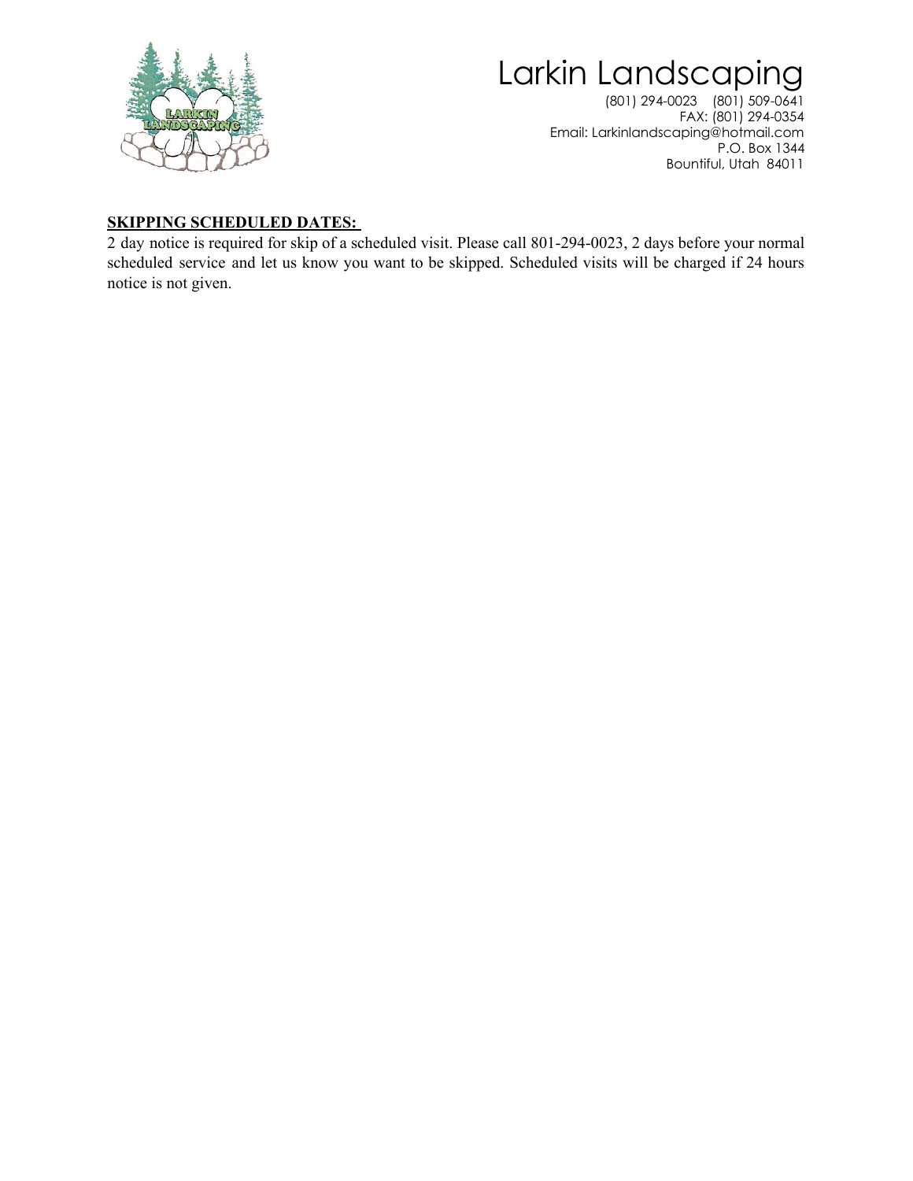# Larkin Landscaping

(801) 294-0023 (801) 509-0641
FAX: (801) 294-0354
Email: Larkinlandscaping@hotmail.com
P.O. Box 1344
Bountiful, Utah 84011

**SKIPPING SCHEDULED DATES:**

2 day notice is required for skip of a scheduled visit. Please call 801-294-0023, 2 days before your normal scheduled service and let us know you want to be skipped. Scheduled visits will be charged if 24 hours notice is not given.